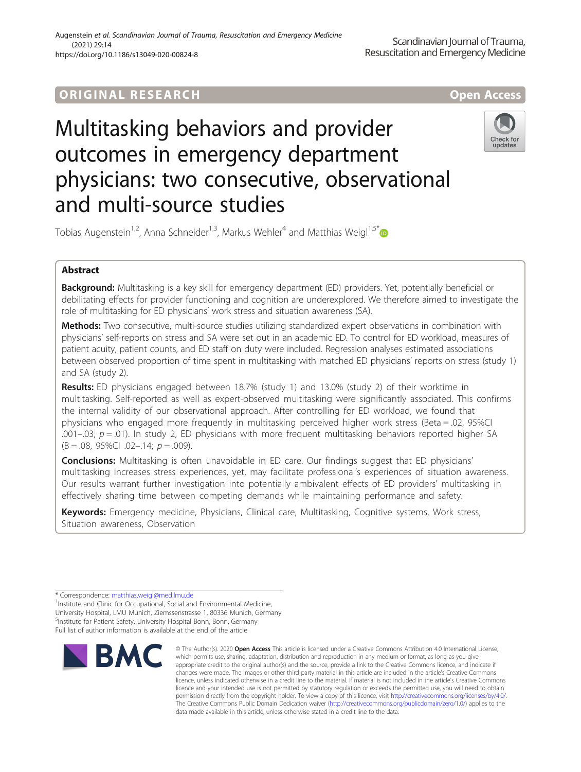ORIGINAL RESEARCH

Open Access

# Multitasking behaviors and provider outcomes in emergency department physicians: two consecutive, observational and multi-source studies

Tobias Augenstein[1,2], Anna Schneider[1,3], Markus Wehler[4] and Matthias Weigl[1,5*]

## Abstract

**Background:** Multitasking is a key skill for emergency department (ED) providers. Yet, potentially beneficial or debilitating effects for provider functioning and cognition are underexplored. We therefore aimed to investigate the role of multitasking for ED physicians' work stress and situation awareness (SA).

**Methods:** Two consecutive, multi-source studies utilizing standardized expert observations in combination with physicians' self-reports on stress and SA were set out in an academic ED. To control for ED workload, measures of patient acuity, patient counts, and ED staff on duty were included. Regression analyses estimated associations between observed proportion of time spent in multitasking with matched ED physicians' reports on stress (study 1) and SA (study 2).

**Results:** ED physicians engaged between 18.7% (study 1) and 13.0% (study 2) of their worktime in multitasking. Self-reported as well as expert-observed multitasking were significantly associated. This confirms the internal validity of our observational approach. After controlling for ED workload, we found that physicians who engaged more frequently in multitasking perceived higher work stress (Beta = .02, 95%CI .001–.03; $p = .01$). In study 2, ED physicians with more frequent multitasking behaviors reported higher SA (B = .08, 95%CI .02–.14; $p = .009$).

**Conclusions:** Multitasking is often unavoidable in ED care. Our findings suggest that ED physicians' multitasking increases stress experiences, yet, may facilitate professional's experiences of situation awareness. Our results warrant further investigation into potentially ambivalent effects of ED providers' multitasking in effectively sharing time between competing demands while maintaining performance and safety.

**Keywords:** Emergency medicine, Physicians, Clinical care, Multitasking, Cognitive systems, Work stress, Situation awareness, Observation

---

* Correspondence: matthias.weigl@med.lmu.de

[1] Institute and Clinic for Occupational, Social and Environmental Medicine, University Hospital, LMU Munich, Ziemssenstrasse 1, 80336 Munich, Germany

[5] Institute for Patient Safety, University Hospital Bonn, Bonn, Germany

Full list of author information is available at the end of the article

© The Author(s). 2020 **Open Access** This article is licensed under a Creative Commons Attribution 4.0 International License, which permits use, sharing, adaptation, distribution and reproduction in any medium or format, as long as you give appropriate credit to the original author(s) and the source, provide a link to the Creative Commons licence, and indicate if changes were made. The images or other third party material in this article are included in the article's Creative Commons licence, unless indicated otherwise in a credit line to the material. If material is not included in the article's Creative Commons licence and your intended use is not permitted by statutory regulation or exceeds the permitted use, you will need to obtain permission directly from the copyright holder. To view a copy of this licence, visit http://creativecommons.org/licenses/by/4.0/. The Creative Commons Public Domain Dedication waiver (http://creativecommons.org/publicdomain/zero/1.0/) applies to the data made available in this article, unless otherwise stated in a credit line to the data.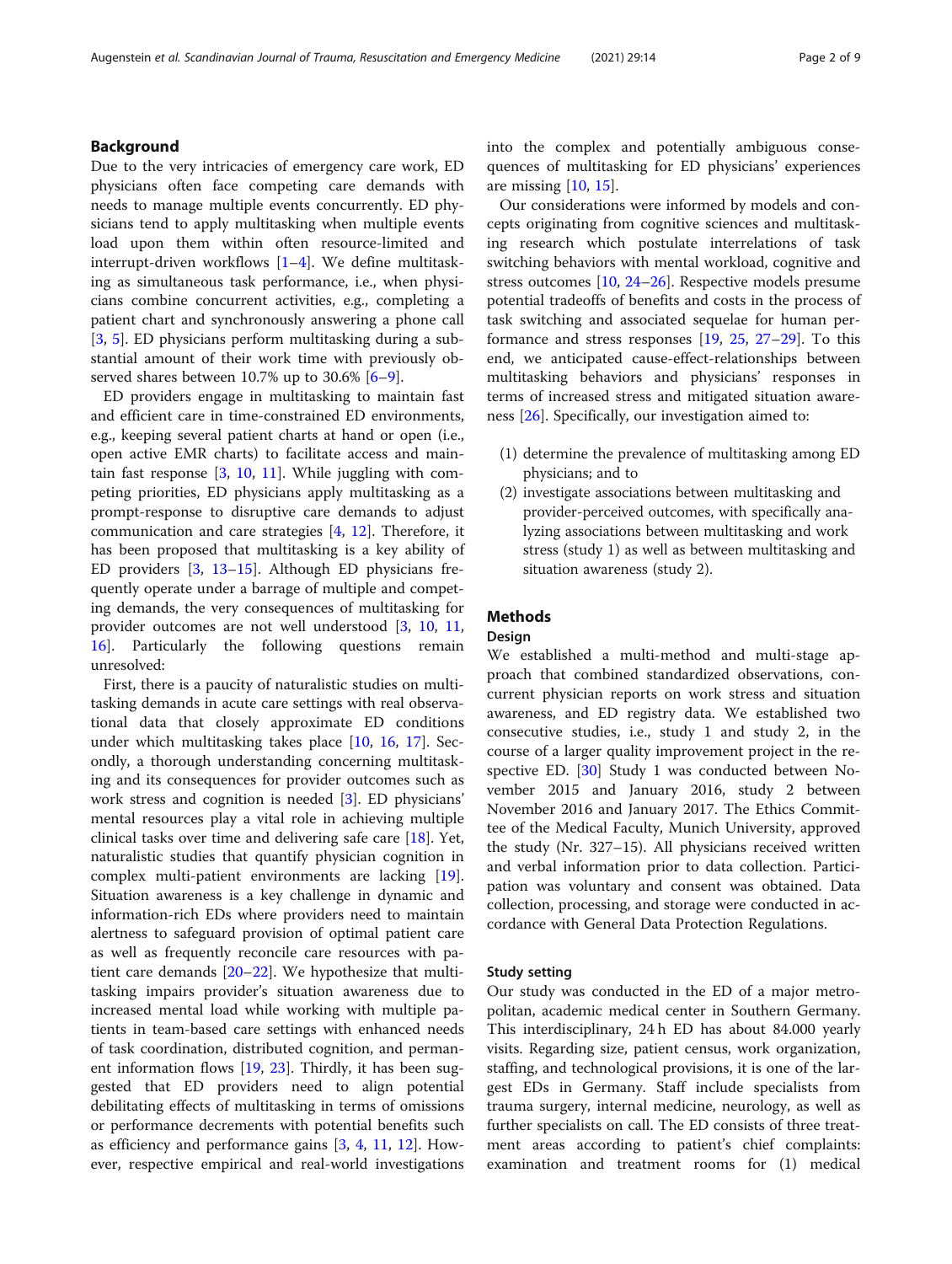## Background

Due to the very intricacies of emergency care work, ED physicians often face competing care demands with needs to manage multiple events concurrently. ED physicians tend to apply multitasking when multiple events load upon them within often resource-limited and interrupt-driven workflows [1–4]. We define multitasking as simultaneous task performance, i.e., when physicians combine concurrent activities, e.g., completing a patient chart and synchronously answering a phone call [3, 5]. ED physicians perform multitasking during a substantial amount of their work time with previously observed shares between 10.7% up to 30.6% [6–9].

ED providers engage in multitasking to maintain fast and efficient care in time-constrained ED environments, e.g., keeping several patient charts at hand or open (i.e., open active EMR charts) to facilitate access and maintain fast response [3, 10, 11]. While juggling with competing priorities, ED physicians apply multitasking as a prompt-response to disruptive care demands to adjust communication and care strategies [4, 12]. Therefore, it has been proposed that multitasking is a key ability of ED providers [3, 13–15]. Although ED physicians frequently operate under a barrage of multiple and competing demands, the very consequences of multitasking for provider outcomes are not well understood [3, 10, 11, 16]. Particularly the following questions remain unresolved:

First, there is a paucity of naturalistic studies on multitasking demands in acute care settings with real observational data that closely approximate ED conditions under which multitasking takes place [10, 16, 17]. Secondly, a thorough understanding concerning multitasking and its consequences for provider outcomes such as work stress and cognition is needed [3]. ED physicians' mental resources play a vital role in achieving multiple clinical tasks over time and delivering safe care [18]. Yet, naturalistic studies that quantify physician cognition in complex multi-patient environments are lacking [19]. Situation awareness is a key challenge in dynamic and information-rich EDs where providers need to maintain alertness to safeguard provision of optimal patient care as well as frequently reconcile care resources with patient care demands [20–22]. We hypothesize that multitasking impairs provider's situation awareness due to increased mental load while working with multiple patients in team-based care settings with enhanced needs of task coordination, distributed cognition, and permanent information flows [19, 23]. Thirdly, it has been suggested that ED providers need to align potential debilitating effects of multitasking in terms of omissions or performance decrements with potential benefits such as efficiency and performance gains [3, 4, 11, 12]. However, respective empirical and real-world investigations into the complex and potentially ambiguous consequences of multitasking for ED physicians' experiences are missing [10, 15].

Our considerations were informed by models and concepts originating from cognitive sciences and multitasking research which postulate interrelations of task switching behaviors with mental workload, cognitive and stress outcomes [10, 24–26]. Respective models presume potential tradeoffs of benefits and costs in the process of task switching and associated sequelae for human performance and stress responses [19, 25, 27–29]. To this end, we anticipated cause-effect-relationships between multitasking behaviors and physicians' responses in terms of increased stress and mitigated situation awareness [26]. Specifically, our investigation aimed to:

(1) determine the prevalence of multitasking among ED physicians; and to
(2) investigate associations between multitasking and provider-perceived outcomes, with specifically analyzing associations between multitasking and work stress (study 1) as well as between multitasking and situation awareness (study 2).

## Methods

### Design

We established a multi-method and multi-stage approach that combined standardized observations, concurrent physician reports on work stress and situation awareness, and ED registry data. We established two consecutive studies, i.e., study 1 and study 2, in the course of a larger quality improvement project in the respective ED. [30] Study 1 was conducted between November 2015 and January 2016, study 2 between November 2016 and January 2017. The Ethics Committee of the Medical Faculty, Munich University, approved the study (Nr. 327–15). All physicians received written and verbal information prior to data collection. Participation was voluntary and consent was obtained. Data collection, processing, and storage were conducted in accordance with General Data Protection Regulations.

### Study setting

Our study was conducted in the ED of a major metropolitan, academic medical center in Southern Germany. This interdisciplinary, 24 h ED has about 84.000 yearly visits. Regarding size, patient census, work organization, staffing, and technological provisions, it is one of the largest EDs in Germany. Staff include specialists from trauma surgery, internal medicine, neurology, as well as further specialists on call. The ED consists of three treatment areas according to patient's chief complaints: examination and treatment rooms for (1) medical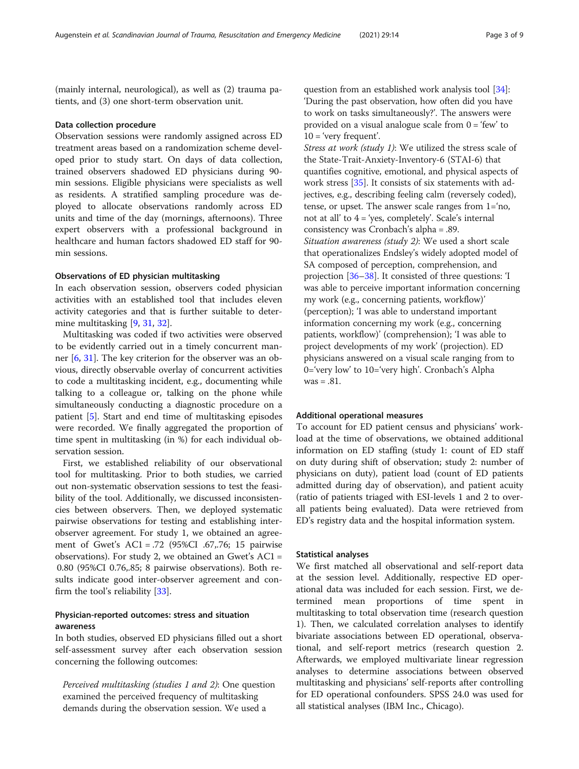(mainly internal, neurological), as well as (2) trauma patients, and (3) one short-term observation unit.

### Data collection procedure

Observation sessions were randomly assigned across ED treatment areas based on a randomization scheme developed prior to study start. On days of data collection, trained observers shadowed ED physicians during 90-min sessions. Eligible physicians were specialists as well as residents. A stratified sampling procedure was deployed to allocate observations randomly across ED units and time of the day (mornings, afternoons). Three expert observers with a professional background in healthcare and human factors shadowed ED staff for 90-min sessions.

### Observations of ED physician multitasking

In each observation session, observers coded physician activities with an established tool that includes eleven activity categories and that is further suitable to determine multitasking [9, 31, 32].

Multitasking was coded if two activities were observed to be evidently carried out in a timely concurrent manner [6, 31]. The key criterion for the observer was an obvious, directly observable overlay of concurrent activities to code a multitasking incident, e.g., documenting while talking to a colleague or, talking on the phone while simultaneously conducting a diagnostic procedure on a patient [5]. Start and end time of multitasking episodes were recorded. We finally aggregated the proportion of time spent in multitasking (in %) for each individual observation session.

First, we established reliability of our observational tool for multitasking. Prior to both studies, we carried out non-systematic observation sessions to test the feasibility of the tool. Additionally, we discussed inconsistencies between observers. Then, we deployed systematic pairwise observations for testing and establishing inter-observer agreement. For study 1, we obtained an agreement of Gwet's AC1 = .72 (95%CI .67,.76; 15 pairwise observations). For study 2, we obtained an Gwet's AC1 = 0.80 (95%CI 0.76,.85; 8 pairwise observations). Both results indicate good inter-observer agreement and confirm the tool's reliability [33].

### Physician-reported outcomes: stress and situation awareness

In both studies, observed ED physicians filled out a short self-assessment survey after each observation session concerning the following outcomes:

*Perceived multitasking (studies 1 and 2)*: One question examined the perceived frequency of multitasking demands during the observation session. We used a question from an established work analysis tool [34]: 'During the past observation, how often did you have to work on tasks simultaneously?'. The answers were provided on a visual analogue scale from 0 = 'few' to 10 = 'very frequent'.

*Stress at work (study 1)*: We utilized the stress scale of the State-Trait-Anxiety-Inventory-6 (STAI-6) that quantifies cognitive, emotional, and physical aspects of work stress [35]. It consists of six statements with adjectives, e.g., describing feeling calm (reversely coded), tense, or upset. The answer scale ranges from 1='no, not at all' to 4 = 'yes, completely'. Scale's internal consistency was Cronbach's alpha = .89.

*Situation awareness (study 2)*: We used a short scale that operationalizes Endsley's widely adopted model of SA composed of perception, comprehension, and projection [36–38]. It consisted of three questions: 'I was able to perceive important information concerning my work (e.g., concerning patients, workflow)' (perception); 'I was able to understand important information concerning my work (e.g., concerning patients, workflow)' (comprehension); 'I was able to project developments of my work' (projection). ED physicians answered on a visual scale ranging from to 0='very low' to 10='very high'. Cronbach's Alpha was = .81.

### Additional operational measures

To account for ED patient census and physicians' workload at the time of observations, we obtained additional information on ED staffing (study 1: count of ED staff on duty during shift of observation; study 2: number of physicians on duty), patient load (count of ED patients admitted during day of observation), and patient acuity (ratio of patients triaged with ESI-levels 1 and 2 to overall patients being evaluated). Data were retrieved from ED's registry data and the hospital information system.

### Statistical analyses

We first matched all observational and self-report data at the session level. Additionally, respective ED operational data was included for each session. First, we determined mean proportions of time spent in multitasking to total observation time (research question 1). Then, we calculated correlation analyses to identify bivariate associations between ED operational, observational, and self-report metrics (research question 2. Afterwards, we employed multivariate linear regression analyses to determine associations between observed multitasking and physicians' self-reports after controlling for ED operational confounders. SPSS 24.0 was used for all statistical analyses (IBM Inc., Chicago).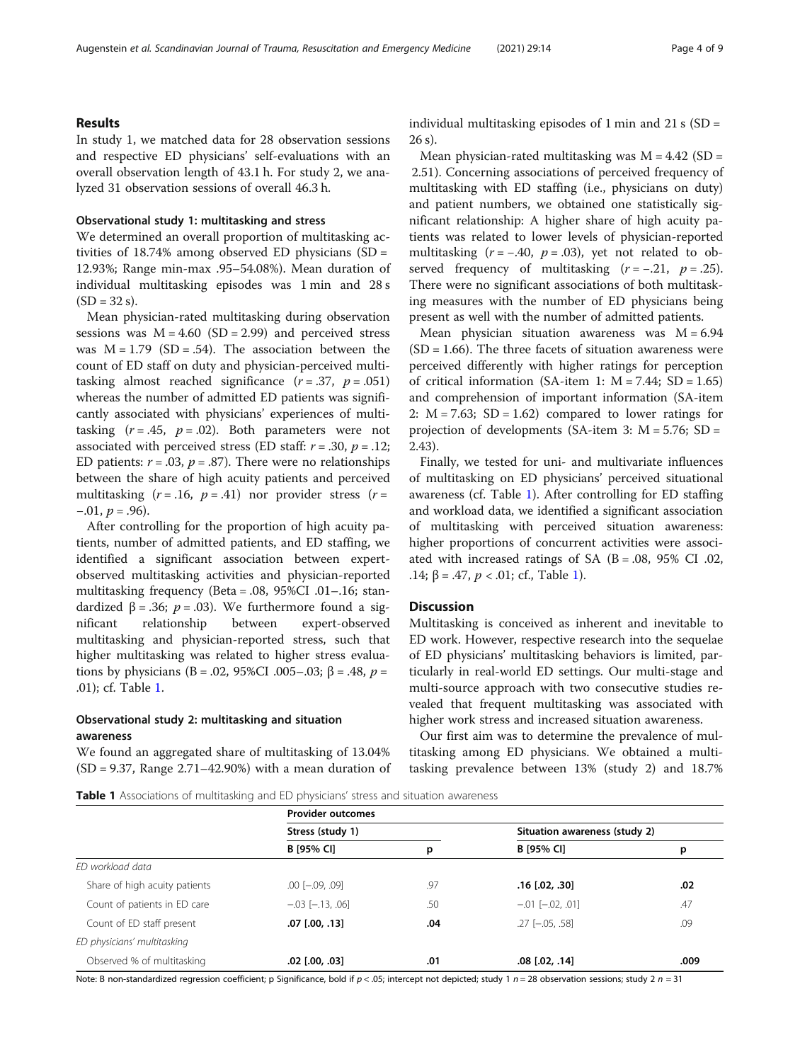## Results

In study 1, we matched data for 28 observation sessions and respective ED physicians' self-evaluations with an overall observation length of 43.1 h. For study 2, we analyzed 31 observation sessions of overall 46.3 h.

### Observational study 1: multitasking and stress

We determined an overall proportion of multitasking activities of 18.74% among observed ED physicians (SD = 12.93%; Range min-max .95–54.08%). Mean duration of individual multitasking episodes was 1 min and 28 s (SD = 32 s).

Mean physician-rated multitasking during observation sessions was M = 4.60 (SD = 2.99) and perceived stress was M = 1.79 (SD = .54). The association between the count of ED staff on duty and physician-perceived multitasking almost reached significance ($r = .37$, $p = .051$) whereas the number of admitted ED patients was significantly associated with physicians' experiences of multitasking ($r = .45$, $p = .02$). Both parameters were not associated with perceived stress (ED staff: $r = .30$, $p = .12$; ED patients: $r = .03$, $p = .87$). There were no relationships between the share of high acuity patients and perceived multitasking ($r = .16$, $p = .41$) nor provider stress ($r = -.01$, $p = .96$).

After controlling for the proportion of high acuity patients, number of admitted patients, and ED staffing, we identified a significant association between expert-observed multitasking activities and physician-reported multitasking frequency (Beta = .08, 95%CI .01–.16; standardized β = .36; $p = .03$). We furthermore found a significant relationship between expert-observed multitasking and physician-reported stress, such that higher multitasking was related to higher stress evaluations by physicians (B = .02, 95%CI .005–.03; β = .48, $p = .01$); cf. Table 1.

### Observational study 2: multitasking and situation awareness

We found an aggregated share of multitasking of 13.04% (SD = 9.37, Range 2.71–42.90%) with a mean duration of individual multitasking episodes of 1 min and 21 s (SD = 26 s).

Mean physician-rated multitasking was M = 4.42 (SD = 2.51). Concerning associations of perceived frequency of multitasking with ED staffing (i.e., physicians on duty) and patient numbers, we obtained one statistically significant relationship: A higher share of high acuity patients was related to lower levels of physician-reported multitasking ($r = -.40$, $p = .03$), yet not related to observed frequency of multitasking ($r = -.21$, $p = .25$). There were no significant associations of both multitasking measures with the number of ED physicians being present as well with the number of admitted patients.

Mean physician situation awareness was M = 6.94 (SD = 1.66). The three facets of situation awareness were perceived differently with higher ratings for perception of critical information (SA-item 1: M = 7.44; SD = 1.65) and comprehension of important information (SA-item 2: M = 7.63; SD = 1.62) compared to lower ratings for projection of developments (SA-item 3: M = 5.76; SD = 2.43).

Finally, we tested for uni- and multivariate influences of multitasking on ED physicians' perceived situational awareness (cf. Table 1). After controlling for ED staffing and workload data, we identified a significant association of multitasking with perceived situation awareness: higher proportions of concurrent activities were associated with increased ratings of SA (B = .08, 95% CI .02, .14; β = .47, $p < .01$; cf., Table 1).

## Discussion

Multitasking is conceived as inherent and inevitable to ED work. However, respective research into the sequelae of ED physicians' multitasking behaviors is limited, particularly in real-world ED settings. Our multi-stage and multi-source approach with two consecutive studies revealed that frequent multitasking was associated with higher work stress and increased situation awareness.

Our first aim was to determine the prevalence of multitasking among ED physicians. We obtained a multitasking prevalence between 13% (study 2) and 18.7%

**Table 1** Associations of multitasking and ED physicians' stress and situation awareness

| | Provider outcomes | | | |
|---|---|---|---|---|
| | Stress (study 1) | | Situation awareness (study 2) | |
| | B [95% CI] | p | B [95% CI] | p |
| *ED workload data* | | | | |
| Share of high acuity patients | .00 [−.09, .09] | .97 | **.16 [.02, .30]** | **.02** |
| Count of patients in ED care | −.03 [−.13, .06] | .50 | −.01 [−.02, .01] | .47 |
| Count of ED staff present | **.07 [.00, .13]** | **.04** | .27 [−.05, .58] | .09 |
| *ED physicians' multitasking* | | | | |
| Observed % of multitasking | **.02 [.00, .03]** | **.01** | **.08 [.02, .14]** | **.009** |

Note: B non-standardized regression coefficient; p Significance, bold if $p < .05$; intercept not depicted; study 1 $n = 28$ observation sessions; study 2 $n = 31$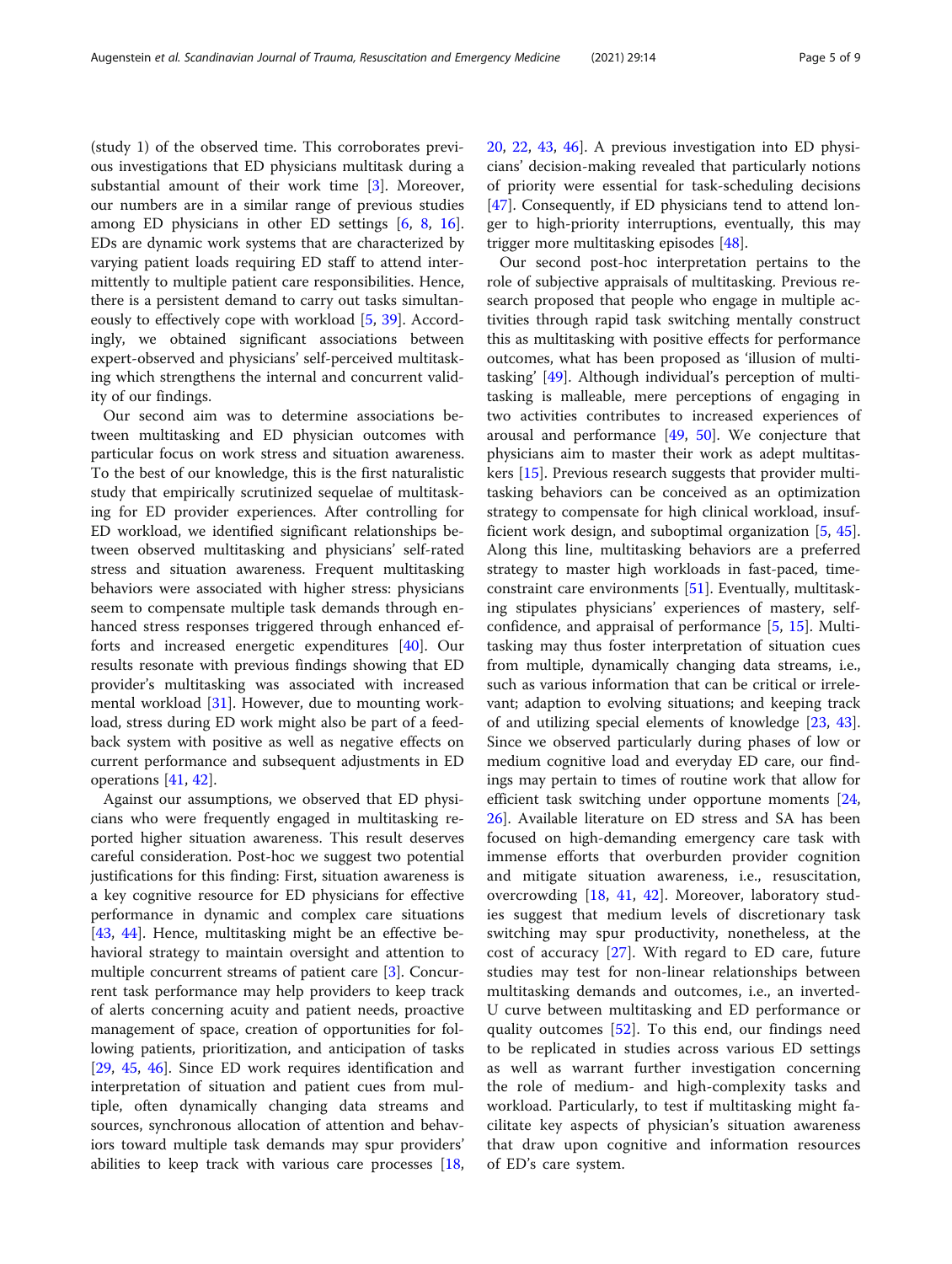(study 1) of the observed time. This corroborates previous investigations that ED physicians multitask during a substantial amount of their work time [3]. Moreover, our numbers are in a similar range of previous studies among ED physicians in other ED settings [6, 8, 16]. EDs are dynamic work systems that are characterized by varying patient loads requiring ED staff to attend intermittently to multiple patient care responsibilities. Hence, there is a persistent demand to carry out tasks simultaneously to effectively cope with workload [5, 39]. Accordingly, we obtained significant associations between expert-observed and physicians' self-perceived multitasking which strengthens the internal and concurrent validity of our findings.

Our second aim was to determine associations between multitasking and ED physician outcomes with particular focus on work stress and situation awareness. To the best of our knowledge, this is the first naturalistic study that empirically scrutinized sequelae of multitasking for ED provider experiences. After controlling for ED workload, we identified significant relationships between observed multitasking and physicians' self-rated stress and situation awareness. Frequent multitasking behaviors were associated with higher stress: physicians seem to compensate multiple task demands through enhanced stress responses triggered through enhanced efforts and increased energetic expenditures [40]. Our results resonate with previous findings showing that ED provider's multitasking was associated with increased mental workload [31]. However, due to mounting workload, stress during ED work might also be part of a feedback system with positive as well as negative effects on current performance and subsequent adjustments in ED operations [41, 42].

Against our assumptions, we observed that ED physicians who were frequently engaged in multitasking reported higher situation awareness. This result deserves careful consideration. Post-hoc we suggest two potential justifications for this finding: First, situation awareness is a key cognitive resource for ED physicians for effective performance in dynamic and complex care situations [43, 44]. Hence, multitasking might be an effective behavioral strategy to maintain oversight and attention to multiple concurrent streams of patient care [3]. Concurrent task performance may help providers to keep track of alerts concerning acuity and patient needs, proactive management of space, creation of opportunities for following patients, prioritization, and anticipation of tasks [29, 45, 46]. Since ED work requires identification and interpretation of situation and patient cues from multiple, often dynamically changing data streams and sources, synchronous allocation of attention and behaviors toward multiple task demands may spur providers' abilities to keep track with various care processes [18, 20, 22, 43, 46]. A previous investigation into ED physicians' decision-making revealed that particularly notions of priority were essential for task-scheduling decisions [47]. Consequently, if ED physicians tend to attend longer to high-priority interruptions, eventually, this may trigger more multitasking episodes [48].

Our second post-hoc interpretation pertains to the role of subjective appraisals of multitasking. Previous research proposed that people who engage in multiple activities through rapid task switching mentally construct this as multitasking with positive effects for performance outcomes, what has been proposed as 'illusion of multitasking' [49]. Although individual's perception of multitasking is malleable, mere perceptions of engaging in two activities contributes to increased experiences of arousal and performance [49, 50]. We conjecture that physicians aim to master their work as adept multitaskers [15]. Previous research suggests that provider multitasking behaviors can be conceived as an optimization strategy to compensate for high clinical workload, insufficient work design, and suboptimal organization [5, 45]. Along this line, multitasking behaviors are a preferred strategy to master high workloads in fast-paced, time-constraint care environments [51]. Eventually, multitasking stipulates physicians' experiences of mastery, self-confidence, and appraisal of performance [5, 15]. Multitasking may thus foster interpretation of situation cues from multiple, dynamically changing data streams, i.e., such as various information that can be critical or irrelevant; adaption to evolving situations; and keeping track of and utilizing special elements of knowledge [23, 43]. Since we observed particularly during phases of low or medium cognitive load and everyday ED care, our findings may pertain to times of routine work that allow for efficient task switching under opportune moments [24, 26]. Available literature on ED stress and SA has been focused on high-demanding emergency care task with immense efforts that overburden provider cognition and mitigate situation awareness, i.e., resuscitation, overcrowding [18, 41, 42]. Moreover, laboratory studies suggest that medium levels of discretionary task switching may spur productivity, nonetheless, at the cost of accuracy [27]. With regard to ED care, future studies may test for non-linear relationships between multitasking demands and outcomes, i.e., an inverted-U curve between multitasking and ED performance or quality outcomes [52]. To this end, our findings need to be replicated in studies across various ED settings as well as warrant further investigation concerning the role of medium- and high-complexity tasks and workload. Particularly, to test if multitasking might facilitate key aspects of physician's situation awareness that draw upon cognitive and information resources of ED's care system.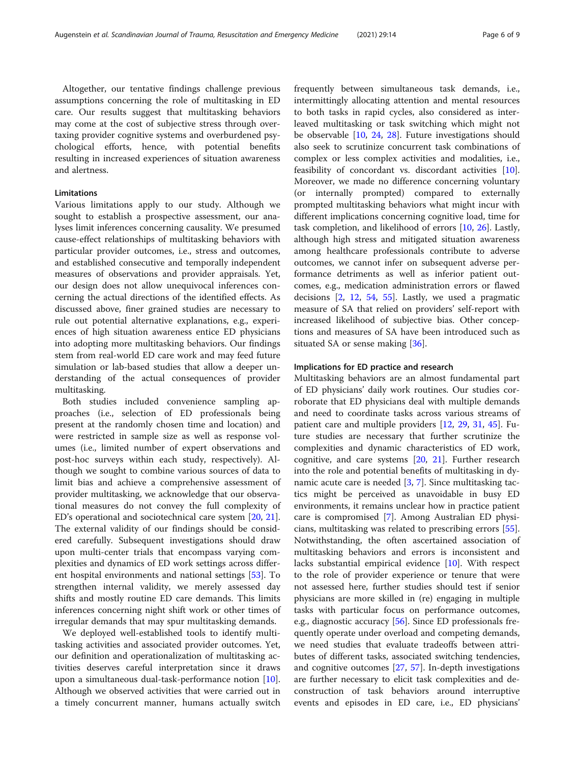Altogether, our tentative findings challenge previous assumptions concerning the role of multitasking in ED care. Our results suggest that multitasking behaviors may come at the cost of subjective stress through overtaxing provider cognitive systems and overburdened psychological efforts, hence, with potential benefits resulting in increased experiences of situation awareness and alertness.

### Limitations

Various limitations apply to our study. Although we sought to establish a prospective assessment, our analyses limit inferences concerning causality. We presumed cause-effect relationships of multitasking behaviors with particular provider outcomes, i.e., stress and outcomes, and established consecutive and temporally independent measures of observations and provider appraisals. Yet, our design does not allow unequivocal inferences concerning the actual directions of the identified effects. As discussed above, finer grained studies are necessary to rule out potential alternative explanations, e.g., experiences of high situation awareness entice ED physicians into adopting more multitasking behaviors. Our findings stem from real-world ED care work and may feed future simulation or lab-based studies that allow a deeper understanding of the actual consequences of provider multitasking.

Both studies included convenience sampling approaches (i.e., selection of ED professionals being present at the randomly chosen time and location) and were restricted in sample size as well as response volumes (i.e., limited number of expert observations and post-hoc surveys within each study, respectively). Although we sought to combine various sources of data to limit bias and achieve a comprehensive assessment of provider multitasking, we acknowledge that our observational measures do not convey the full complexity of ED's operational and sociotechnical care system [20, 21]. The external validity of our findings should be considered carefully. Subsequent investigations should draw upon multi-center trials that encompass varying complexities and dynamics of ED work settings across different hospital environments and national settings [53]. To strengthen internal validity, we merely assessed day shifts and mostly routine ED care demands. This limits inferences concerning night shift work or other times of irregular demands that may spur multitasking demands.

We deployed well-established tools to identify multitasking activities and associated provider outcomes. Yet, our definition and operationalization of multitasking activities deserves careful interpretation since it draws upon a simultaneous dual-task-performance notion [10]. Although we observed activities that were carried out in a timely concurrent manner, humans actually switch frequently between simultaneous task demands, i.e., intermittingly allocating attention and mental resources to both tasks in rapid cycles, also considered as interleaved multitasking or task switching which might not be observable [10, 24, 28]. Future investigations should also seek to scrutinize concurrent task combinations of complex or less complex activities and modalities, i.e., feasibility of concordant vs. discordant activities [10]. Moreover, we made no difference concerning voluntary (or internally prompted) compared to externally prompted multitasking behaviors what might incur with different implications concerning cognitive load, time for task completion, and likelihood of errors [10, 26]. Lastly, although high stress and mitigated situation awareness among healthcare professionals contribute to adverse outcomes, we cannot infer on subsequent adverse performance detriments as well as inferior patient outcomes, e.g., medication administration errors or flawed decisions [2, 12, 54, 55]. Lastly, we used a pragmatic measure of SA that relied on providers' self-report with increased likelihood of subjective bias. Other conceptions and measures of SA have been introduced such as situated SA or sense making [36].

### Implications for ED practice and research

Multitasking behaviors are an almost fundamental part of ED physicians' daily work routines. Our studies corroborate that ED physicians deal with multiple demands and need to coordinate tasks across various streams of patient care and multiple providers [12, 29, 31, 45]. Future studies are necessary that further scrutinize the complexities and dynamic characteristics of ED work, cognitive, and care systems [20, 21]. Further research into the role and potential benefits of multitasking in dynamic acute care is needed [3, 7]. Since multitasking tactics might be perceived as unavoidable in busy ED environments, it remains unclear how in practice patient care is compromised [7]. Among Australian ED physicians, multitasking was related to prescribing errors [55]. Notwithstanding, the often ascertained association of multitasking behaviors and errors is inconsistent and lacks substantial empirical evidence [10]. With respect to the role of provider experience or tenure that were not assessed here, further studies should test if senior physicians are more skilled in (re) engaging in multiple tasks with particular focus on performance outcomes, e.g., diagnostic accuracy [56]. Since ED professionals frequently operate under overload and competing demands, we need studies that evaluate tradeoffs between attributes of different tasks, associated switching tendencies, and cognitive outcomes [27, 57]. In-depth investigations are further necessary to elicit task complexities and deconstruction of task behaviors around interruptive events and episodes in ED care, i.e., ED physicians'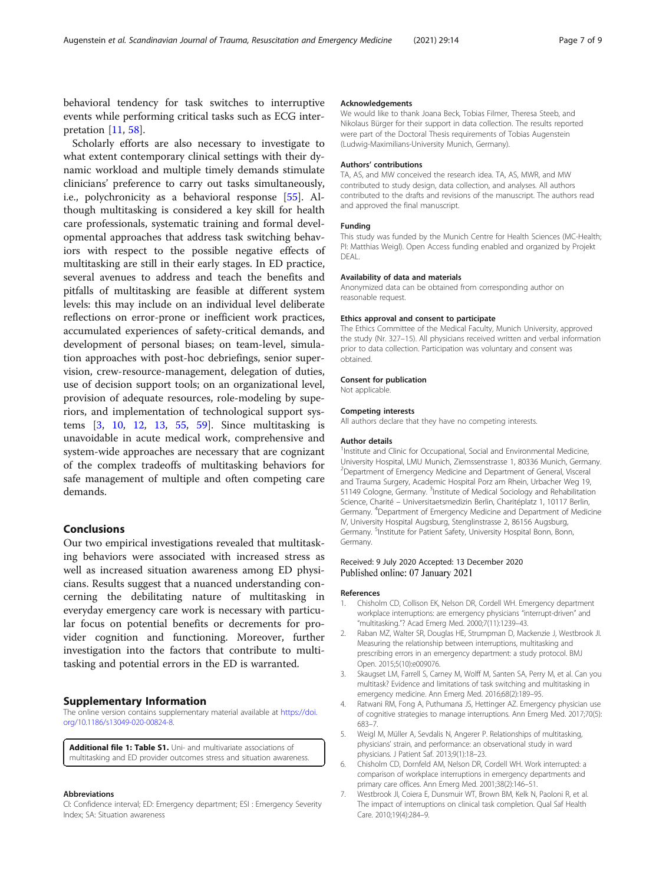behavioral tendency for task switches to interruptive events while performing critical tasks such as ECG interpretation [11, 58].

Scholarly efforts are also necessary to investigate to what extent contemporary clinical settings with their dynamic workload and multiple timely demands stimulate clinicians' preference to carry out tasks simultaneously, i.e., polychronicity as a behavioral response [55]. Although multitasking is considered a key skill for health care professionals, systematic training and formal developmental approaches that address task switching behaviors with respect to the possible negative effects of multitasking are still in their early stages. In ED practice, several avenues to address and teach the benefits and pitfalls of multitasking are feasible at different system levels: this may include on an individual level deliberate reflections on error-prone or inefficient work practices, accumulated experiences of safety-critical demands, and development of personal biases; on team-level, simulation approaches with post-hoc debriefings, senior supervision, crew-resource-management, delegation of duties, use of decision support tools; on an organizational level, provision of adequate resources, role-modeling by superiors, and implementation of technological support systems [3, 10, 12, 13, 55, 59]. Since multitasking is unavoidable in acute medical work, comprehensive and system-wide approaches are necessary that are cognizant of the complex tradeoffs of multitasking behaviors for safe management of multiple and often competing care demands.

## Conclusions

Our two empirical investigations revealed that multitasking behaviors were associated with increased stress as well as increased situation awareness among ED physicians. Results suggest that a nuanced understanding concerning the debilitating nature of multitasking in everyday emergency care work is necessary with particular focus on potential benefits or decrements for provider cognition and functioning. Moreover, further investigation into the factors that contribute to multitasking and potential errors in the ED is warranted.

## Supplementary Information

The online version contains supplementary material available at https://doi.org/10.1186/s13049-020-00824-8.

**Additional file 1: Table S1.** Uni- and multivariate associations of multitasking and ED provider outcomes stress and situation awareness.

### Abbreviations

CI: Confidence interval; ED: Emergency department; ESI : Emergency Severity Index; SA: Situation awareness

### Acknowledgements

We would like to thank Joana Beck, Tobias Filmer, Theresa Steeb, and Nikolaus Bürger for their support in data collection. The results reported were part of the Doctoral Thesis requirements of Tobias Augenstein (Ludwig-Maximilians-University Munich, Germany).

### Authors' contributions

TA, AS, and MW conceived the research idea. TA, AS, MWR, and MW contributed to study design, data collection, and analyses. All authors contributed to the drafts and revisions of the manuscript. The authors read and approved the final manuscript.

### Funding

This study was funded by the Munich Centre for Health Sciences (MC-Health; PI: Matthias Weigl). Open Access funding enabled and organized by Projekt DEAL.

### Availability of data and materials

Anonymized data can be obtained from corresponding author on reasonable request.

### Ethics approval and consent to participate

The Ethics Committee of the Medical Faculty, Munich University, approved the study (Nr. 327–15). All physicians received written and verbal information prior to data collection. Participation was voluntary and consent was obtained.

### Consent for publication

Not applicable.

### Competing interests

All authors declare that they have no competing interests.

### Author details

[1]Institute and Clinic for Occupational, Social and Environmental Medicine, University Hospital, LMU Munich, Ziemssenstrasse 1, 80336 Munich, Germany. [2]Department of Emergency Medicine and Department of General, Visceral and Trauma Surgery, Academic Hospital Porz am Rhein, Urbacher Weg 19, 51149 Cologne, Germany. [3]Institute of Medical Sociology and Rehabilitation Science, Charité – Universitaetsmedizin Berlin, Charitéplatz 1, 10117 Berlin, Germany. [4]Department of Emergency Medicine and Department of Medicine IV, University Hospital Augsburg, Stenglinstrasse 2, 86156 Augsburg, Germany. [5]Institute for Patient Safety, University Hospital Bonn, Bonn, Germany.

Received: 9 July 2020 Accepted: 13 December 2020
Published online: 07 January 2021

### References

1. Chisholm CD, Collison EK, Nelson DR, Cordell WH. Emergency department workplace interruptions: are emergency physicians "interrupt-driven" and "multitasking."? Acad Emerg Med. 2000;7(11):1239–43.
2. Raban MZ, Walter SR, Douglas HE, Strumpman D, Mackenzie J, Westbrook JI. Measuring the relationship between interruptions, multitasking and prescribing errors in an emergency department: a study protocol. BMJ Open. 2015;5(10):e009076.
3. Skaugset LM, Farrell S, Carney M, Wolff M, Santen SA, Perry M, et al. Can you multitask? Evidence and limitations of task switching and multitasking in emergency medicine. Ann Emerg Med. 2016;68(2):189–95.
4. Ratwani RM, Fong A, Puthumana JS, Hettinger AZ. Emergency physician use of cognitive strategies to manage interruptions. Ann Emerg Med. 2017;70(5): 683–7.
5. Weigl M, Müller A, Sevdalis N, Angerer P. Relationships of multitasking, physicians' strain, and performance: an observational study in ward physicians. J Patient Saf. 2013;9(1):18–23.
6. Chisholm CD, Dornfeld AM, Nelson DR, Cordell WH. Work interrupted: a comparison of workplace interruptions in emergency departments and primary care offices. Ann Emerg Med. 2001;38(2):146–51.
7. Westbrook JI, Coiera E, Dunsmuir WT, Brown BM, Kelk N, Paoloni R, et al. The impact of interruptions on clinical task completion. Qual Saf Health Care. 2010;19(4):284–9.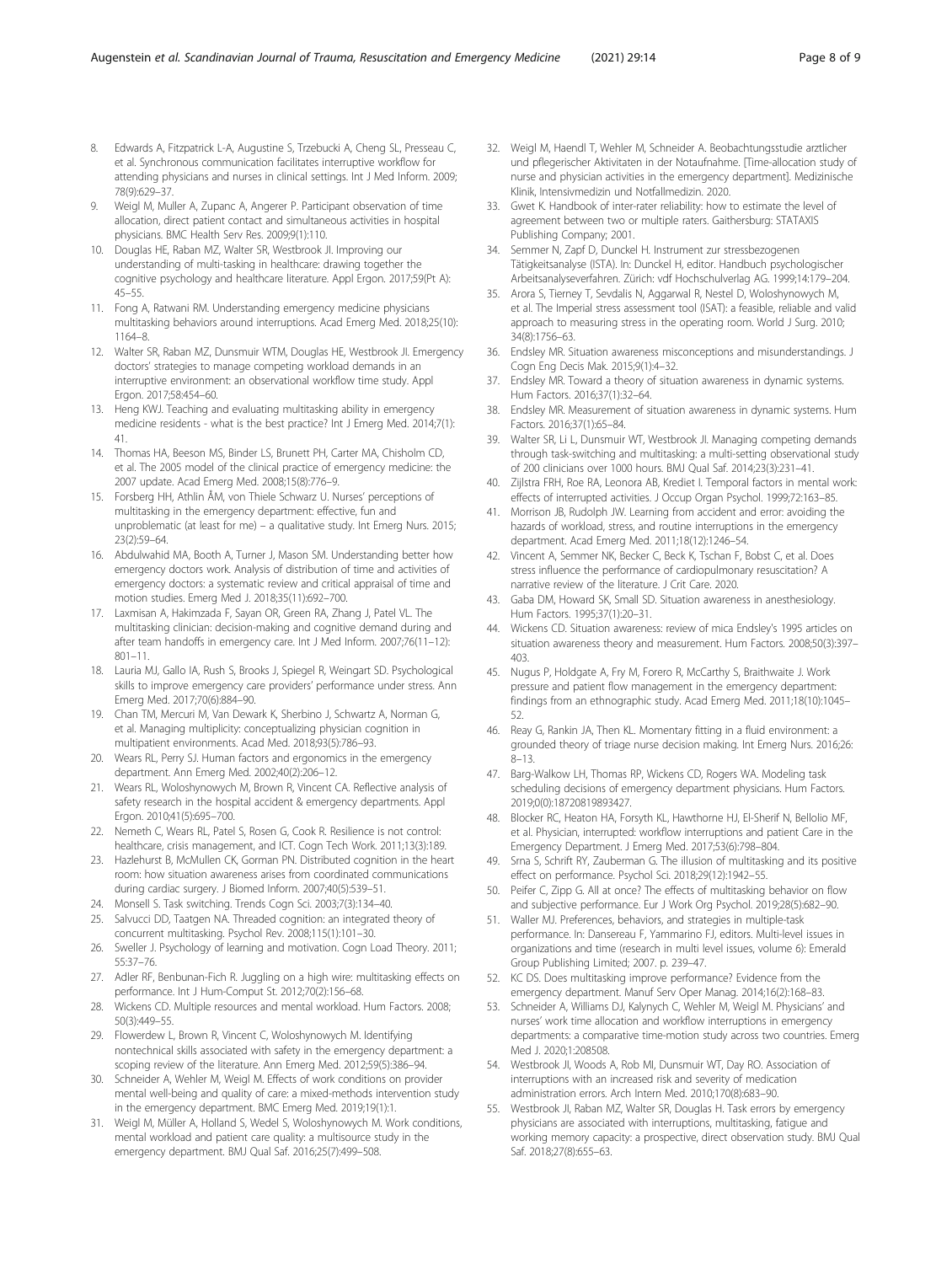8. Edwards A, Fitzpatrick L-A, Augustine S, Trzebucki A, Cheng SL, Presseau C, et al. Synchronous communication facilitates interruptive workflow for attending physicians and nurses in clinical settings. Int J Med Inform. 2009; 78(9):629–37.
9. Weigl M, Muller A, Zupanc A, Angerer P. Participant observation of time allocation, direct patient contact and simultaneous activities in hospital physicians. BMC Health Serv Res. 2009;9(1):110.
10. Douglas HE, Raban MZ, Walter SR, Westbrook JI. Improving our understanding of multi-tasking in healthcare: drawing together the cognitive psychology and healthcare literature. Appl Ergon. 2017;59(Pt A): 45–55.
11. Fong A, Ratwani RM. Understanding emergency medicine physicians multitasking behaviors around interruptions. Acad Emerg Med. 2018;25(10): 1164–8.
12. Walter SR, Raban MZ, Dunsmuir WTM, Douglas HE, Westbrook JI. Emergency doctors' strategies to manage competing workload demands in an interruptive environment: an observational workflow time study. Appl Ergon. 2017;58:454–60.
13. Heng KWJ. Teaching and evaluating multitasking ability in emergency medicine residents - what is the best practice? Int J Emerg Med. 2014;7(1): 41.
14. Thomas HA, Beeson MS, Binder LS, Brunett PH, Carter MA, Chisholm CD, et al. The 2005 model of the clinical practice of emergency medicine: the 2007 update. Acad Emerg Med. 2008;15(8):776–9.
15. Forsberg HH, Athlin ÅM, von Thiele Schwarz U. Nurses' perceptions of multitasking in the emergency department: effective, fun and unproblematic (at least for me) – a qualitative study. Int Emerg Nurs. 2015; 23(2):59–64.
16. Abdulwahid MA, Booth A, Turner J, Mason SM. Understanding better how emergency doctors work. Analysis of distribution of time and activities of emergency doctors: a systematic review and critical appraisal of time and motion studies. Emerg Med J. 2018;35(11):692–700.
17. Laxmisan A, Hakimzada F, Sayan OR, Green RA, Zhang J, Patel VL. The multitasking clinician: decision-making and cognitive demand during and after team handoffs in emergency care. Int J Med Inform. 2007;76(11–12): 801–11.
18. Lauria MJ, Gallo IA, Rush S, Brooks J, Spiegel R, Weingart SD. Psychological skills to improve emergency care providers' performance under stress. Ann Emerg Med. 2017;70(6):884–90.
19. Chan TM, Mercuri M, Van Dewark K, Sherbino J, Schwartz A, Norman G, et al. Managing multiplicity: conceptualizing physician cognition in multipatient environments. Acad Med. 2018;93(5):786–93.
20. Wears RL, Perry SJ. Human factors and ergonomics in the emergency department. Ann Emerg Med. 2002;40(2):206–12.
21. Wears RL, Woloshynowych M, Brown R, Vincent CA. Reflective analysis of safety research in the hospital accident & emergency departments. Appl Ergon. 2010;41(5):695–700.
22. Nemeth C, Wears RL, Patel S, Rosen G, Cook R. Resilience is not control: healthcare, crisis management, and ICT. Cogn Tech Work. 2011;13(3):189.
23. Hazlehurst B, McMullen CK, Gorman PN. Distributed cognition in the heart room: how situation awareness arises from coordinated communications during cardiac surgery. J Biomed Inform. 2007;40(5):539–51.
24. Monsell S. Task switching. Trends Cogn Sci. 2003;7(3):134–40.
25. Salvucci DD, Taatgen NA. Threaded cognition: an integrated theory of concurrent multitasking. Psychol Rev. 2008;115(1):101–30.
26. Sweller J. Psychology of learning and motivation. Cogn Load Theory. 2011; 55:37–76.
27. Adler RF, Benbunan-Fich R. Juggling on a high wire: multitasking effects on performance. Int J Hum-Comput St. 2012;70(2):156–68.
28. Wickens CD. Multiple resources and mental workload. Hum Factors. 2008; 50(3):449–55.
29. Flowerdew L, Brown R, Vincent C, Woloshynowych M. Identifying nontechnical skills associated with safety in the emergency department: a scoping review of the literature. Ann Emerg Med. 2012;59(5):386–94.
30. Schneider A, Wehler M, Weigl M. Effects of work conditions on provider mental well-being and quality of care: a mixed-methods intervention study in the emergency department. BMC Emerg Med. 2019;19(1):1.
31. Weigl M, Müller A, Holland S, Wedel S, Woloshynowych M. Work conditions, mental workload and patient care quality: a multisource study in the emergency department. BMJ Qual Saf. 2016;25(7):499–508.
32. Weigl M, Haendl T, Wehler M, Schneider A. Beobachtungsstudie arztlicher und pflegerischer Aktivitaten in der Notaufnahme. [Time-allocation study of nurse and physician activities in the emergency department]. Medizinische Klinik, Intensivmedizin und Notfallmedizin. 2020.
33. Gwet K. Handbook of inter-rater reliability: how to estimate the level of agreement between two or multiple raters. Gaithersburg: STATAXIS Publishing Company; 2001.
34. Semmer N, Zapf D, Dunckel H. Instrument zur stressbezogenen Tätigkeitsanalyse (ISTA). In: Dunckel H, editor. Handbuch psychologischer Arbeitsanalyseverfahren. Zürich: vdf Hochschulverlag AG. 1999;14:179–204.
35. Arora S, Tierney T, Sevdalis N, Aggarwal R, Nestel D, Woloshynowych M, et al. The Imperial stress assessment tool (ISAT): a feasible, reliable and valid approach to measuring stress in the operating room. World J Surg. 2010; 34(8):1756–63.
36. Endsley MR. Situation awareness misconceptions and misunderstandings. J Cogn Eng Decis Mak. 2015;9(1):4–32.
37. Endsley MR. Toward a theory of situation awareness in dynamic systems. Hum Factors. 2016;37(1):32–64.
38. Endsley MR. Measurement of situation awareness in dynamic systems. Hum Factors. 2016;37(1):65–84.
39. Walter SR, Li L, Dunsmuir WT, Westbrook JI. Managing competing demands through task-switching and multitasking: a multi-setting observational study of 200 clinicians over 1000 hours. BMJ Qual Saf. 2014;23(3):231–41.
40. Zijlstra FRH, Roe RA, Leonora AB, Krediet I. Temporal factors in mental work: effects of interrupted activities. J Occup Organ Psychol. 1999;72:163–85.
41. Morrison JB, Rudolph JW. Learning from accident and error: avoiding the hazards of workload, stress, and routine interruptions in the emergency department. Acad Emerg Med. 2011;18(12):1246–54.
42. Vincent A, Semmer NK, Becker C, Beck K, Tschan F, Bobst C, et al. Does stress influence the performance of cardiopulmonary resuscitation? A narrative review of the literature. J Crit Care. 2020.
43. Gaba DM, Howard SK, Small SD. Situation awareness in anesthesiology. Hum Factors. 1995;37(1):20–31.
44. Wickens CD. Situation awareness: review of mica Endsley's 1995 articles on situation awareness theory and measurement. Hum Factors. 2008;50(3):397–403.
45. Nugus P, Holdgate A, Fry M, Forero R, McCarthy S, Braithwaite J. Work pressure and patient flow management in the emergency department: findings from an ethnographic study. Acad Emerg Med. 2011;18(10):1045–52.
46. Reay G, Rankin JA, Then KL. Momentary fitting in a fluid environment: a grounded theory of triage nurse decision making. Int Emerg Nurs. 2016;26: 8–13.
47. Barg-Walkow LH, Thomas RP, Wickens CD, Rogers WA. Modeling task scheduling decisions of emergency department physicians. Hum Factors. 2019;0(0):18720819893427.
48. Blocker RC, Heaton HA, Forsyth KL, Hawthorne HJ, El-Sherif N, Bellolio MF, et al. Physician, interrupted: workflow interruptions and patient Care in the Emergency Department. J Emerg Med. 2017;53(6):798–804.
49. Srna S, Schrift RY, Zauberman G. The illusion of multitasking and its positive effect on performance. Psychol Sci. 2018;29(12):1942–55.
50. Peifer C, Zipp G. All at once? The effects of multitasking behavior on flow and subjective performance. Eur J Work Org Psychol. 2019;28(5):682–90.
51. Waller MJ. Preferences, behaviors, and strategies in multiple-task performance. In: Dansereau F, Yammarino FJ, editors. Multi-level issues in organizations and time (research in multi level issues, volume 6): Emerald Group Publishing Limited; 2007. p. 239–47.
52. KC DS. Does multitasking improve performance? Evidence from the emergency department. Manuf Serv Oper Manag. 2014;16(2):168–83.
53. Schneider A, Williams DJ, Kalynych C, Wehler M, Weigl M. Physicians' and nurses' work time allocation and workflow interruptions in emergency departments: a comparative time-motion study across two countries. Emerg Med J. 2020;1:208508.
54. Westbrook JI, Woods A, Rob MI, Dunsmuir WT, Day RO. Association of interruptions with an increased risk and severity of medication administration errors. Arch Intern Med. 2010;170(8):683–90.
55. Westbrook JI, Raban MZ, Walter SR, Douglas H. Task errors by emergency physicians are associated with interruptions, multitasking, fatigue and working memory capacity: a prospective, direct observation study. BMJ Qual Saf. 2018;27(8):655–63.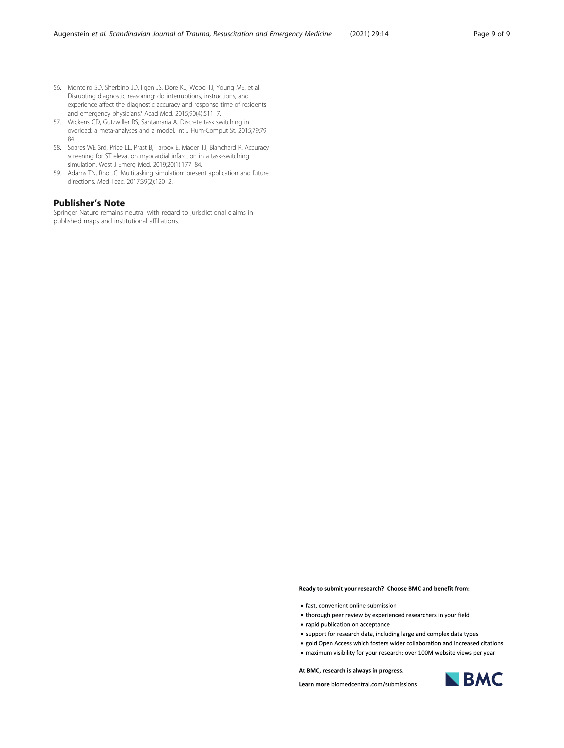56. Monteiro SD, Sherbino JD, Ilgen JS, Dore KL, Wood TJ, Young ME, et al. Disrupting diagnostic reasoning: do interruptions, instructions, and experience affect the diagnostic accuracy and response time of residents and emergency physicians? Acad Med. 2015;90(4):511–7.
57. Wickens CD, Gutzwiller RS, Santamaria A. Discrete task switching in overload: a meta-analyses and a model. Int J Hum-Comput St. 2015;79:79–84.
58. Soares WE 3rd, Price LL, Prast B, Tarbox E, Mader TJ, Blanchard R. Accuracy screening for ST elevation myocardial infarction in a task-switching simulation. West J Emerg Med. 2019;20(1):177–84.
59. Adams TN, Rho JC. Multitasking simulation: present application and future directions. Med Teac. 2017;39(2):120–2.

## Publisher's Note

Springer Nature remains neutral with regard to jurisdictional claims in published maps and institutional affiliations.

**Ready to submit your research? Choose BMC and benefit from:**

- fast, convenient online submission
- thorough peer review by experienced researchers in your field
- rapid publication on acceptance
- support for research data, including large and complex data types
- gold Open Access which fosters wider collaboration and increased citations
- maximum visibility for your research: over 100M website views per year

**At BMC, research is always in progress.**

**Learn more** biomedcentral.com/submissions

BMC